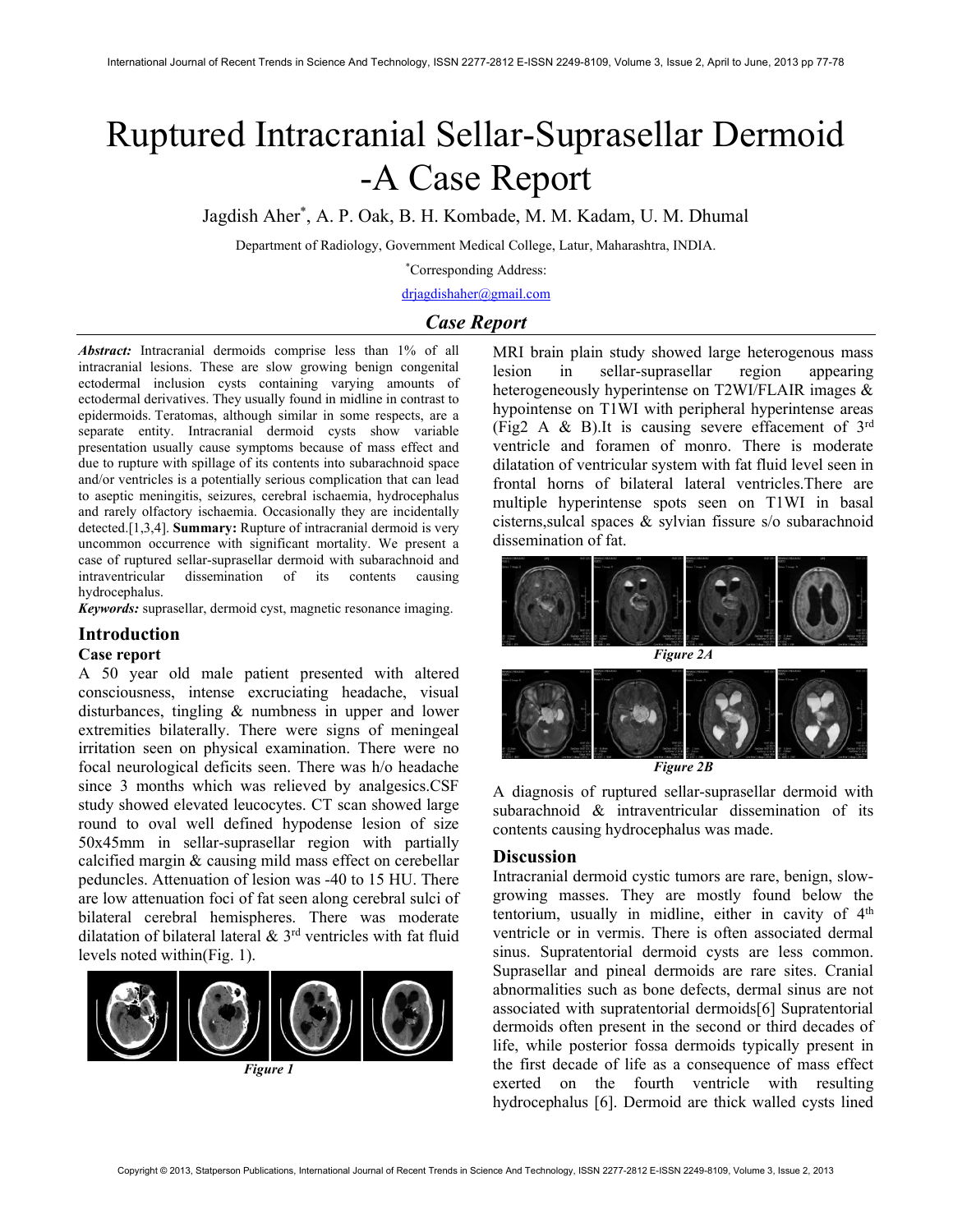# Ruptured Intracranial Sellar-Suprasellar Dermoid -A Case Report

Jagdish Aher*, A. P. Oak, B. H. Kombade, M. M. Kadam, U. M. Dhumal

Department of Radiology, Government Medical College, Latur, Maharashtra, INDIA.

*Corresponding Address:

drjagdishaher@gmail.com

## Case Report

***Abstract:*** Intracranial dermoids comprise less than 1% of all intracranial lesions. These are slow growing benign congenital ectodermal inclusion cysts containing varying amounts of ectodermal derivatives. They usually found in midline in contrast to epidermoids. Teratomas, although similar in some respects, are a separate entity. Intracranial dermoid cysts show variable presentation usually cause symptoms because of mass effect and due to rupture with spillage of its contents into subarachnoid space and/or ventricles is a potentially serious complication that can lead to aseptic meningitis, seizures, cerebral ischaemia, hydrocephalus and rarely olfactory ischaemia. Occasionally they are incidentally detected.[1,3,4]. **Summary:** Rupture of intracranial dermoid is very uncommon occurrence with significant mortality. We present a case of ruptured sellar-suprasellar dermoid with subarachnoid and intraventricular dissemination of its contents causing hydrocephalus.

***Keywords:*** suprasellar, dermoid cyst, magnetic resonance imaging.

## Introduction

### Case report

A 50 year old male patient presented with altered consciousness, intense excruciating headache, visual disturbances, tingling & numbness in upper and lower extremities bilaterally. There were signs of meningeal irritation seen on physical examination. There were no focal neurological deficits seen. There was h/o headache since 3 months which was relieved by analgesics.CSF study showed elevated leucocytes. CT scan showed large round to oval well defined hypodense lesion of size 50x45mm in sellar-suprasellar region with partially calcified margin & causing mild mass effect on cerebellar peduncles. Attenuation of lesion was -40 to 15 HU. There are low attenuation foci of fat seen along cerebral sulci of bilateral cerebral hemispheres. There was moderate dilatation of bilateral lateral & 3rd ventricles with fat fluid levels noted within(Fig. 1).

*Figure 1*

MRI brain plain study showed large heterogenous mass lesion in sellar-suprasellar region appearing heterogeneously hyperintense on T2WI/FLAIR images & hypointense on T1WI with peripheral hyperintense areas (Fig2 A & B).It is causing severe effacement of 3rd ventricle and foramen of monro. There is moderate dilatation of ventricular system with fat fluid level seen in frontal horns of bilateral lateral ventricles.There are multiple hyperintense spots seen on T1WI in basal cisterns,sulcal spaces & sylvian fissure s/o subarachnoid dissemination of fat.

*Figure 2A*

*Figure 2B*

A diagnosis of ruptured sellar-suprasellar dermoid with subarachnoid & intraventricular dissemination of its contents causing hydrocephalus was made.

## Discussion

Intracranial dermoid cystic tumors are rare, benign, slow-growing masses. They are mostly found below the tentorium, usually in midline, either in cavity of 4th ventricle or in vermis. There is often associated dermal sinus. Supratentorial dermoid cysts are less common. Suprasellar and pineal dermoids are rare sites. Cranial abnormalities such as bone defects, dermal sinus are not associated with supratentorial dermoids[6] Supratentorial dermoids often present in the second or third decades of life, while posterior fossa dermoids typically present in the first decade of life as a consequence of mass effect exerted on the fourth ventricle with resulting hydrocephalus [6]. Dermoid are thick walled cysts lined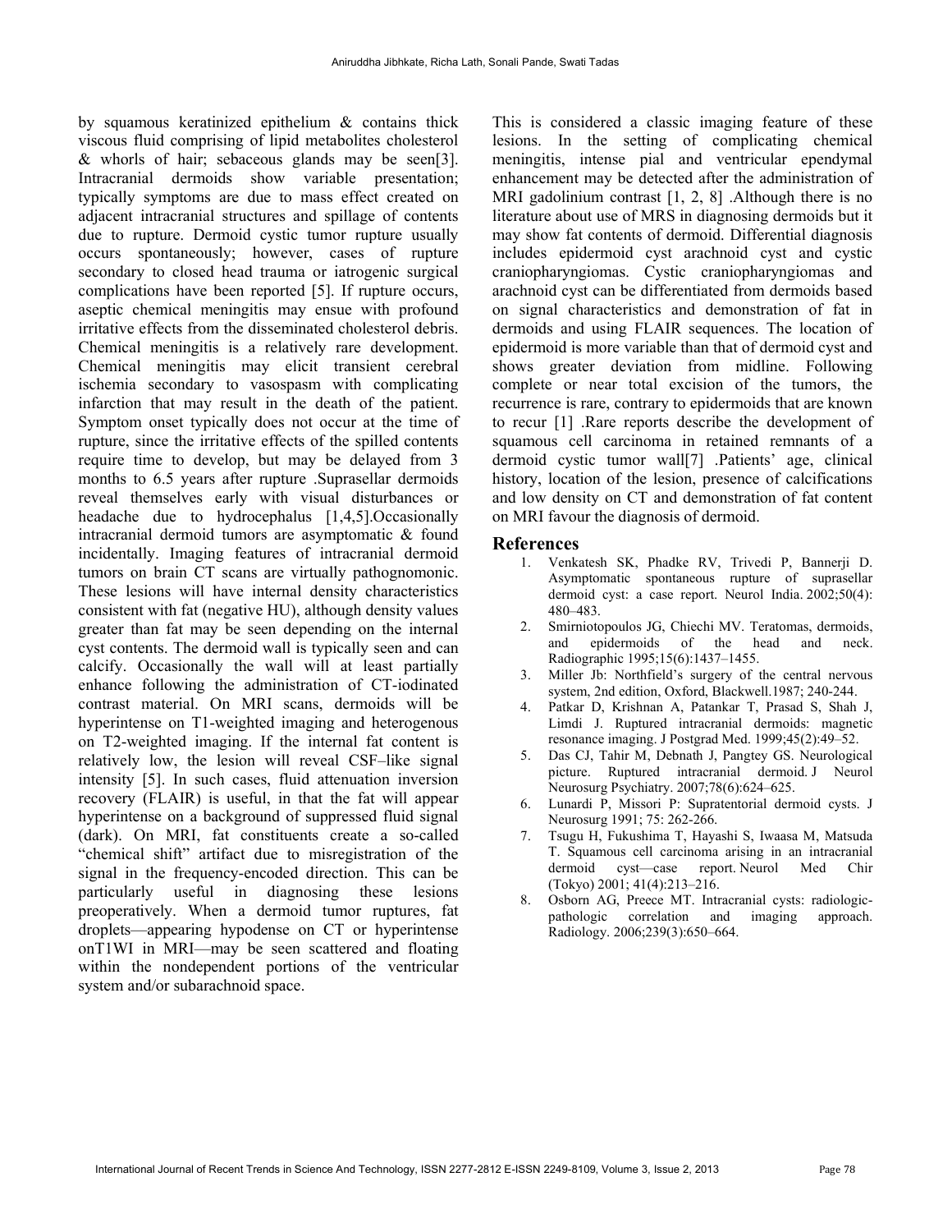by squamous keratinized epithelium & contains thick viscous fluid comprising of lipid metabolites cholesterol & whorls of hair; sebaceous glands may be seen[3]. Intracranial dermoids show variable presentation; typically symptoms are due to mass effect created on adjacent intracranial structures and spillage of contents due to rupture. Dermoid cystic tumor rupture usually occurs spontaneously; however, cases of rupture secondary to closed head trauma or iatrogenic surgical complications have been reported [5]. If rupture occurs, aseptic chemical meningitis may ensue with profound irritative effects from the disseminated cholesterol debris. Chemical meningitis is a relatively rare development. Chemical meningitis may elicit transient cerebral ischemia secondary to vasospasm with complicating infarction that may result in the death of the patient. Symptom onset typically does not occur at the time of rupture, since the irritative effects of the spilled contents require time to develop, but may be delayed from 3 months to 6.5 years after rupture .Suprasellar dermoids reveal themselves early with visual disturbances or headache due to hydrocephalus [1,4,5].Occasionally intracranial dermoid tumors are asymptomatic & found incidentally. Imaging features of intracranial dermoid tumors on brain CT scans are virtually pathognomonic. These lesions will have internal density characteristics consistent with fat (negative HU), although density values greater than fat may be seen depending on the internal cyst contents. The dermoid wall is typically seen and can calcify. Occasionally the wall will at least partially enhance following the administration of CT-iodinated contrast material. On MRI scans, dermoids will be hyperintense on T1-weighted imaging and heterogenous on T2-weighted imaging. If the internal fat content is relatively low, the lesion will reveal CSF–like signal intensity [5]. In such cases, fluid attenuation inversion recovery (FLAIR) is useful, in that the fat will appear hyperintense on a background of suppressed fluid signal (dark). On MRI, fat constituents create a so-called "chemical shift" artifact due to misregistration of the signal in the frequency-encoded direction. This can be particularly useful in diagnosing these lesions preoperatively. When a dermoid tumor ruptures, fat droplets—appearing hypodense on CT or hyperintense onT1WI in MRI—may be seen scattered and floating within the nondependent portions of the ventricular system and/or subarachnoid space.

This is considered a classic imaging feature of these lesions. In the setting of complicating chemical meningitis, intense pial and ventricular ependymal enhancement may be detected after the administration of MRI gadolinium contrast [1, 2, 8] .Although there is no literature about use of MRS in diagnosing dermoids but it may show fat contents of dermoid. Differential diagnosis includes epidermoid cyst arachnoid cyst and cystic craniopharyngiomas. Cystic craniopharyngiomas and arachnoid cyst can be differentiated from dermoids based on signal characteristics and demonstration of fat in dermoids and using FLAIR sequences. The location of epidermoid is more variable than that of dermoid cyst and shows greater deviation from midline. Following complete or near total excision of the tumors, the recurrence is rare, contrary to epidermoids that are known to recur [1] .Rare reports describe the development of squamous cell carcinoma in retained remnants of a dermoid cystic tumor wall[7] .Patients' age, clinical history, location of the lesion, presence of calcifications and low density on CT and demonstration of fat content on MRI favour the diagnosis of dermoid.

## References

1. Venkatesh SK, Phadke RV, Trivedi P, Bannerji D. Asymptomatic spontaneous rupture of suprasellar dermoid cyst: a case report. Neurol India. 2002;50(4): 480–483.
2. Smirniotopoulos JG, Chiechi MV. Teratomas, dermoids, and epidermoids of the head and neck. Radiographic 1995;15(6):1437–1455.
3. Miller Jb: Northfield's surgery of the central nervous system, 2nd edition, Oxford, Blackwell.1987; 240-244.
4. Patkar D, Krishnan A, Patankar T, Prasad S, Shah J, Limdi J. Ruptured intracranial dermoids: magnetic resonance imaging. J Postgrad Med. 1999;45(2):49–52.
5. Das CJ, Tahir M, Debnath J, Pangtey GS. Neurological picture. Ruptured intracranial dermoid. J Neurol Neurosurg Psychiatry. 2007;78(6):624–625.
6. Lunardi P, Missori P: Supratentorial dermoid cysts. J Neurosurg 1991; 75: 262-266.
7. Tsugu H, Fukushima T, Hayashi S, Iwaasa M, Matsuda T. Squamous cell carcinoma arising in an intracranial dermoid cyst—case report. Neurol Med Chir (Tokyo) 2001; 41(4):213–216.
8. Osborn AG, Preece MT. Intracranial cysts: radiologic-pathologic correlation and imaging approach. Radiology. 2006;239(3):650–664.